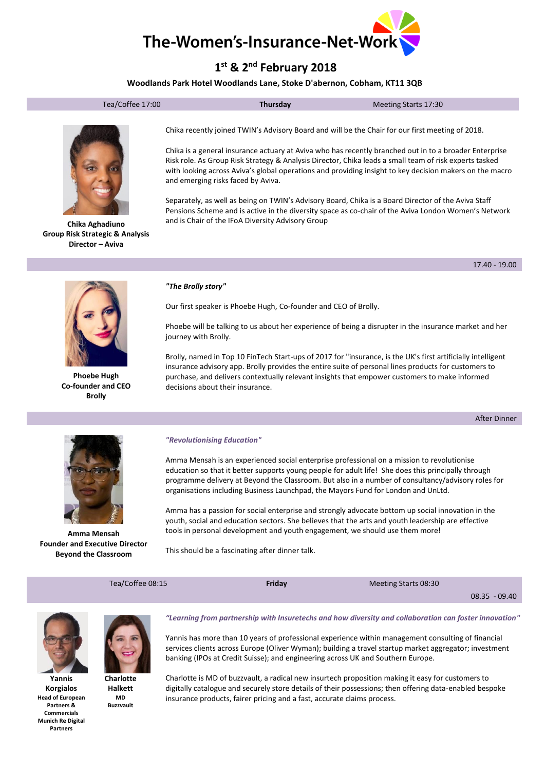# The-Women's-Insurance-Net-Work

## 1st & 2nd February 2018

**Woodlands Park Hotel Woodlands Lane, Stoke D'abernon, Cobham, KT11 3QB**

Tea/Coffee 17:00 | **Thursday** | Meeting Starts 17:30

**Chika Aghadiuno**
**Group Risk Strategic & Analysis Director – Aviva**

Chika recently joined TWIN's Advisory Board and will be the Chair for our first meeting of 2018.

Chika is a general insurance actuary at Aviva who has recently branched out in to a broader Enterprise Risk role. As Group Risk Strategy & Analysis Director, Chika leads a small team of risk experts tasked with looking across Aviva's global operations and providing insight to key decision makers on the macro and emerging risks faced by Aviva.

Separately, as well as being on TWIN's Advisory Board, Chika is a Board Director of the Aviva Staff Pensions Scheme and is active in the diversity space as co-chair of the Aviva London Women's Network and is Chair of the IFoA Diversity Advisory Group

17.40 - 19.00

**Phoebe Hugh**
**Co-founder and CEO**
**Brolly**

***"The Brolly story"***

Our first speaker is Phoebe Hugh, Co-founder and CEO of Brolly.

Phoebe will be talking to us about her experience of being a disrupter in the insurance market and her journey with Brolly.

Brolly, named in Top 10 FinTech Start-ups of 2017 for "insurance, is the UK's first artificially intelligent insurance advisory app. Brolly provides the entire suite of personal lines products for customers to purchase, and delivers contextually relevant insights that empower customers to make informed decisions about their insurance.

After Dinner

**Amma Mensah**
**Founder and Executive Director**
**Beyond the Classroom**

***"Revolutionising Education"***

Amma Mensah is an experienced social enterprise professional on a mission to revolutionise education so that it better supports young people for adult life! She does this principally through programme delivery at Beyond the Classroom. But also in a number of consultancy/advisory roles for organisations including Business Launchpad, the Mayors Fund for London and UnLtd.

Amma has a passion for social enterprise and strongly advocate bottom up social innovation in the youth, social and education sectors. She believes that the arts and youth leadership are effective tools in personal development and youth engagement, we should use them more!

This should be a fascinating after dinner talk.

Tea/Coffee 08:15 | **Friday** | Meeting Starts 08:30

08.35 - 09.40

**Yannis Korgialos**
**Head of European Partners & Commercials Munich Re Digital Partners**

**Charlotte Halkett**
**MD**
**Buzzvault**

***"Learning from partnership with Insuretechs and how diversity and collaboration can foster innovation"***

Yannis has more than 10 years of professional experience within management consulting of financial services clients across Europe (Oliver Wyman); building a travel startup market aggregator; investment banking (IPOs at Credit Suisse); and engineering across UK and Southern Europe.

Charlotte is MD of buzzvault, a radical new insurtech proposition making it easy for customers to digitally catalogue and securely store details of their possessions; then offering data-enabled bespoke insurance products, fairer pricing and a fast, accurate claims process.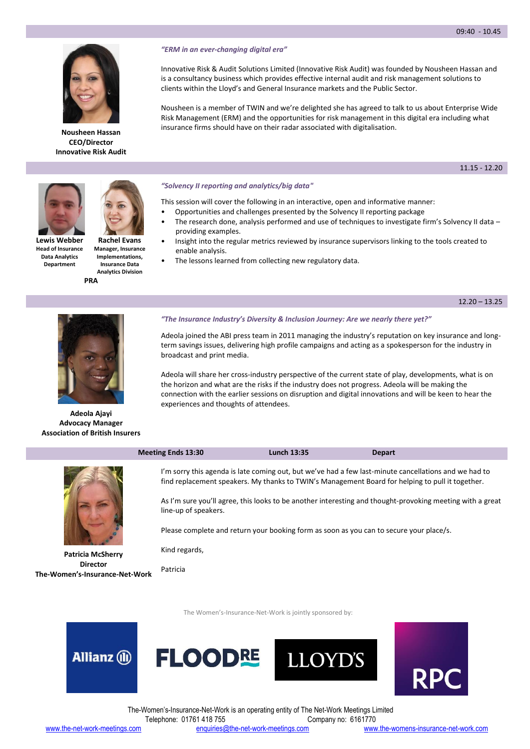09:40 - 10.45

**Nousheen Hassan**
**CEO/Director**
**Innovative Risk Audit**

*"ERM in an ever-changing digital era"*

Innovative Risk & Audit Solutions Limited (Innovative Risk Audit) was founded by Nousheen Hassan and is a consultancy business which provides effective internal audit and risk management solutions to clients within the Lloyd's and General Insurance markets and the Public Sector.

Nousheen is a member of TWIN and we're delighted she has agreed to talk to us about Enterprise Wide Risk Management (ERM) and the opportunities for risk management in this digital era including what insurance firms should have on their radar associated with digitalisation.

11.15 - 12.20

**Lewis Webber**
**Head of Insurance Data Analytics Department**

**Rachel Evans**
**Manager, Insurance Implementations, Insurance Data Analytics Division**

**PRA**

*"Solvency II reporting and analytics/big data"*

This session will cover the following in an interactive, open and informative manner:

- Opportunities and challenges presented by the Solvency II reporting package
- The research done, analysis performed and use of techniques to investigate firm's Solvency II data – providing examples.
- Insight into the regular metrics reviewed by insurance supervisors linking to the tools created to enable analysis.
- The lessons learned from collecting new regulatory data.

12.20 – 13.25

**Adeola Ajayi**
**Advocacy Manager**
**Association of British Insurers**

*"The Insurance Industry's Diversity & Inclusion Journey: Are we nearly there yet?"*

Adeola joined the ABI press team in 2011 managing the industry's reputation on key insurance and long-term savings issues, delivering high profile campaigns and acting as a spokesperson for the industry in broadcast and print media.

Adeola will share her cross-industry perspective of the current state of play, developments, what is on the horizon and what are the risks if the industry does not progress. Adeola will be making the connection with the earlier sessions on disruption and digital innovations and will be keen to hear the experiences and thoughts of attendees.

**Meeting Ends 13:30** **Lunch 13:35** **Depart**

**Patricia McSherry**
**Director**
**The-Women's-Insurance-Net-Work**

I'm sorry this agenda is late coming out, but we've had a few last-minute cancellations and we had to find replacement speakers. My thanks to TWIN's Management Board for helping to pull it together.

As I'm sure you'll agree, this looks to be another interesting and thought-provoking meeting with a great line-up of speakers.

Please complete and return your booking form as soon as you can to secure your place/s.

Kind regards,

Patricia

The Women's-Insurance-Net-Work is jointly sponsored by:

Allianz FLOODRE LLOYD'S RPC

The-Women's-Insurance-Net-Work is an operating entity of The Net-Work Meetings Limited
Telephone: 01761 418 755 Company no: 6161770
www.the-net-work-meetings.com enquiries@the-net-work-meetings.com www.the-womens-insurance-net-work.com